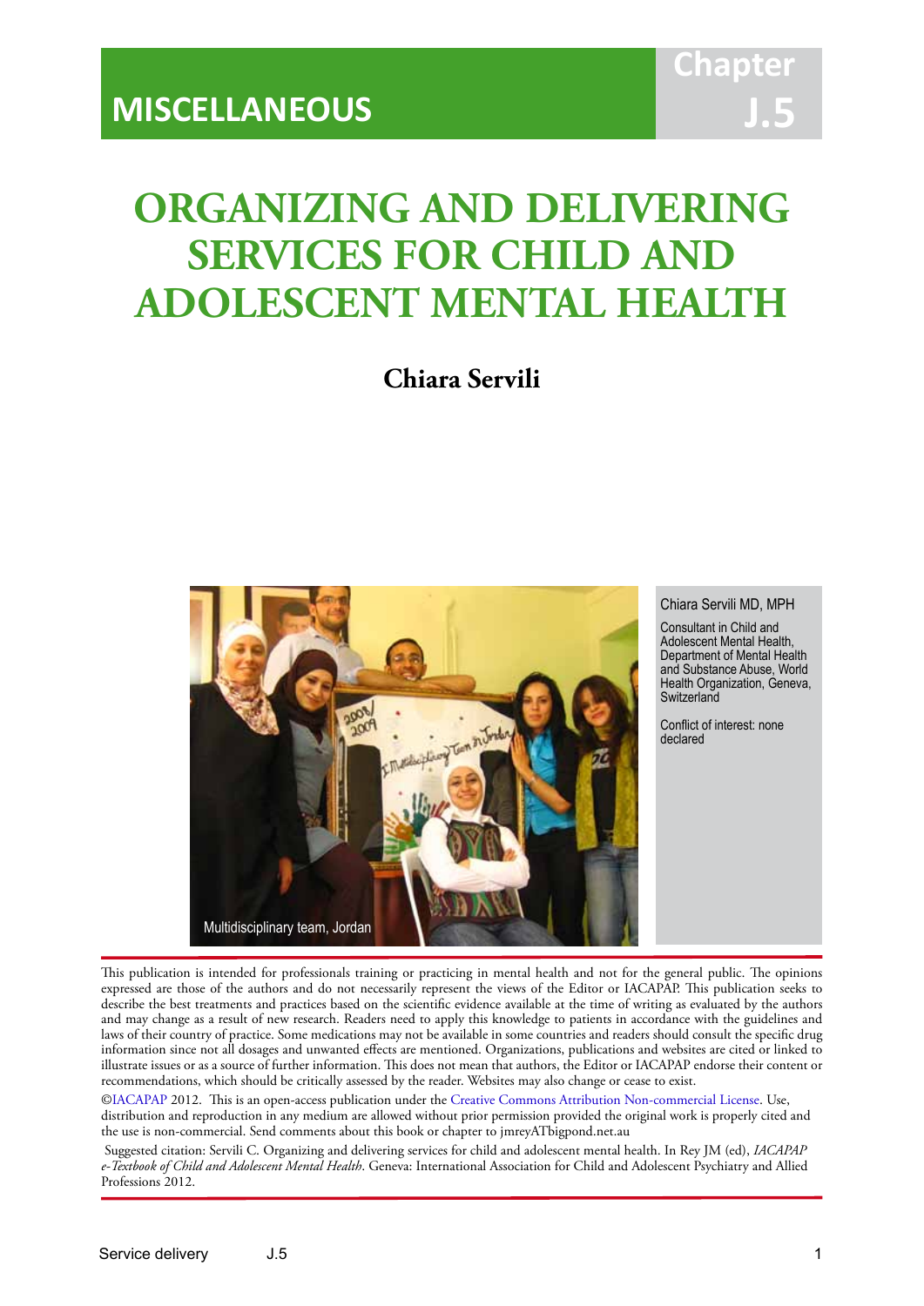MISCELLANEOUS

Chapter J.5

# ORGANIZING AND DELIVERING SERVICES FOR CHILD AND ADOLESCENT MENTAL HEALTH

**Chiara Servili**

Multidisciplinary team, Jordan

Chiara Servili MD, MPH

Consultant in Child and Adolescent Mental Health, Department of Mental Health and Substance Abuse, World Health Organization, Geneva, Switzerland

Conflict of interest: none declared

This publication is intended for professionals training or practicing in mental health and not for the general public. The opinions expressed are those of the authors and do not necessarily represent the views of the Editor or IACAPAP. This publication seeks to describe the best treatments and practices based on the scientific evidence available at the time of writing as evaluated by the authors and may change as a result of new research. Readers need to apply this knowledge to patients in accordance with the guidelines and laws of their country of practice. Some medications may not be available in some countries and readers should consult the specific drug information since not all dosages and unwanted effects are mentioned. Organizations, publications and websites are cited or linked to illustrate issues or as a source of further information. This does not mean that authors, the Editor or IACAPAP endorse their content or recommendations, which should be critically assessed by the reader. Websites may also change or cease to exist.

©IACAPAP 2012. This is an open-access publication under the Creative Commons Attribution Non-commercial License. Use, distribution and reproduction in any medium are allowed without prior permission provided the original work is properly cited and the use is non-commercial. Send comments about this book or chapter to jmreyATbigpond.net.au

Suggested citation: Servili C. Organizing and delivering services for child and adolescent mental health. In Rey JM (ed), *IACAPAP e-Textbook of Child and Adolescent Mental Health*. Geneva: International Association for Child and Adolescent Psychiatry and Allied Professions 2012.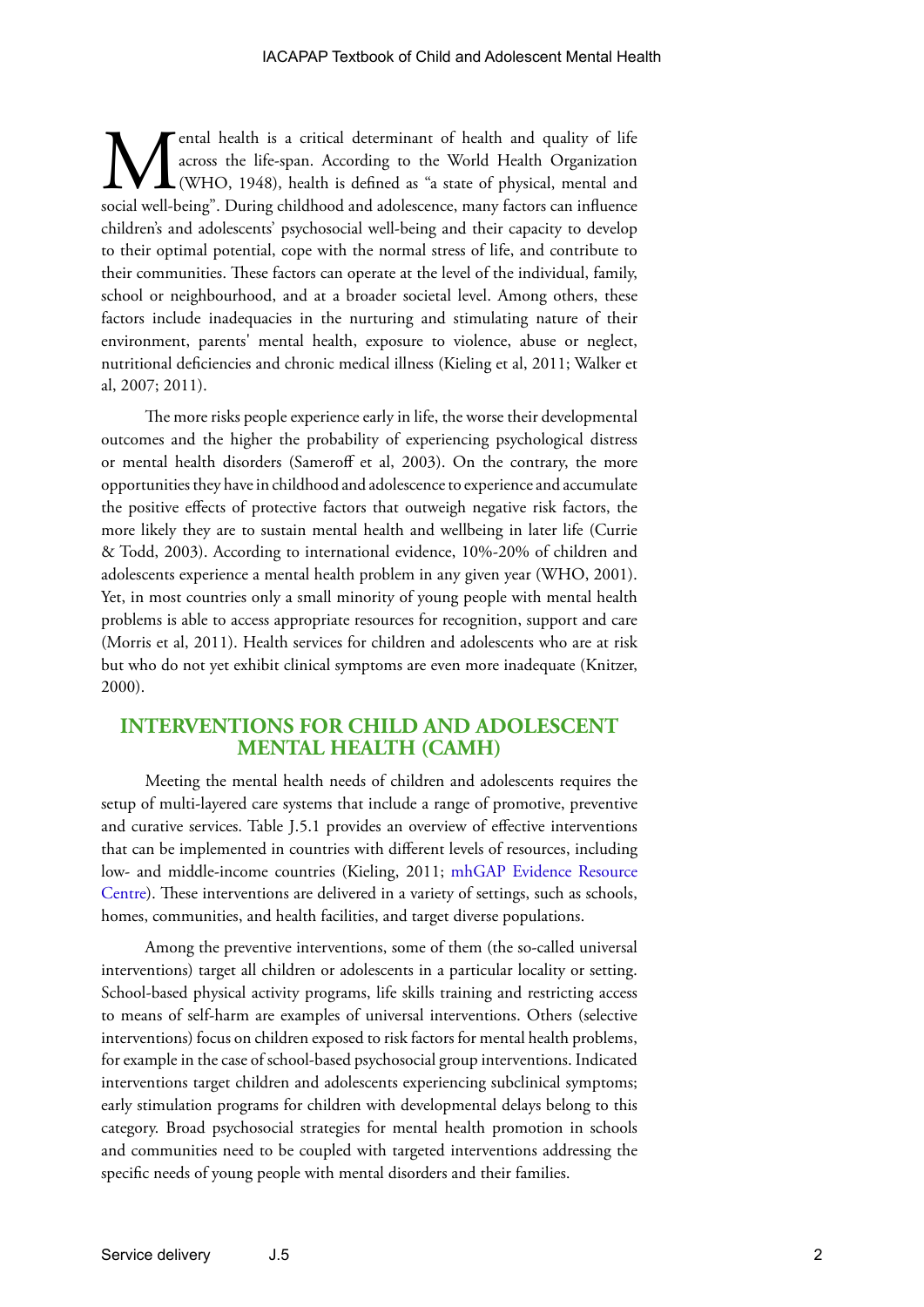Mental health is a critical determinant of health and quality of life across the life-span. According to the World Health Organization (WHO, 1948), health is defined as "a state of physical, mental and social well-being". During childhood and adolescence, many factors can influence children's and adolescents' psychosocial well-being and their capacity to develop to their optimal potential, cope with the normal stress of life, and contribute to their communities. These factors can operate at the level of the individual, family, school or neighbourhood, and at a broader societal level. Among others, these factors include inadequacies in the nurturing and stimulating nature of their environment, parents' mental health, exposure to violence, abuse or neglect, nutritional deficiencies and chronic medical illness (Kieling et al, 2011; Walker et al, 2007; 2011).

The more risks people experience early in life, the worse their developmental outcomes and the higher the probability of experiencing psychological distress or mental health disorders (Sameroff et al, 2003). On the contrary, the more opportunities they have in childhood and adolescence to experience and accumulate the positive effects of protective factors that outweigh negative risk factors, the more likely they are to sustain mental health and wellbeing in later life (Currie & Todd, 2003). According to international evidence, 10%-20% of children and adolescents experience a mental health problem in any given year (WHO, 2001). Yet, in most countries only a small minority of young people with mental health problems is able to access appropriate resources for recognition, support and care (Morris et al, 2011). Health services for children and adolescents who are at risk but who do not yet exhibit clinical symptoms are even more inadequate (Knitzer, 2000).

## INTERVENTIONS FOR CHILD AND ADOLESCENT MENTAL HEALTH (CAMH)

Meeting the mental health needs of children and adolescents requires the setup of multi-layered care systems that include a range of promotive, preventive and curative services. Table J.5.1 provides an overview of effective interventions that can be implemented in countries with different levels of resources, including low- and middle-income countries (Kieling, 2011; mhGAP Evidence Resource Centre). These interventions are delivered in a variety of settings, such as schools, homes, communities, and health facilities, and target diverse populations.

Among the preventive interventions, some of them (the so-called universal interventions) target all children or adolescents in a particular locality or setting. School-based physical activity programs, life skills training and restricting access to means of self-harm are examples of universal interventions. Others (selective interventions) focus on children exposed to risk factors for mental health problems, for example in the case of school-based psychosocial group interventions. Indicated interventions target children and adolescents experiencing subclinical symptoms; early stimulation programs for children with developmental delays belong to this category. Broad psychosocial strategies for mental health promotion in schools and communities need to be coupled with targeted interventions addressing the specific needs of young people with mental disorders and their families.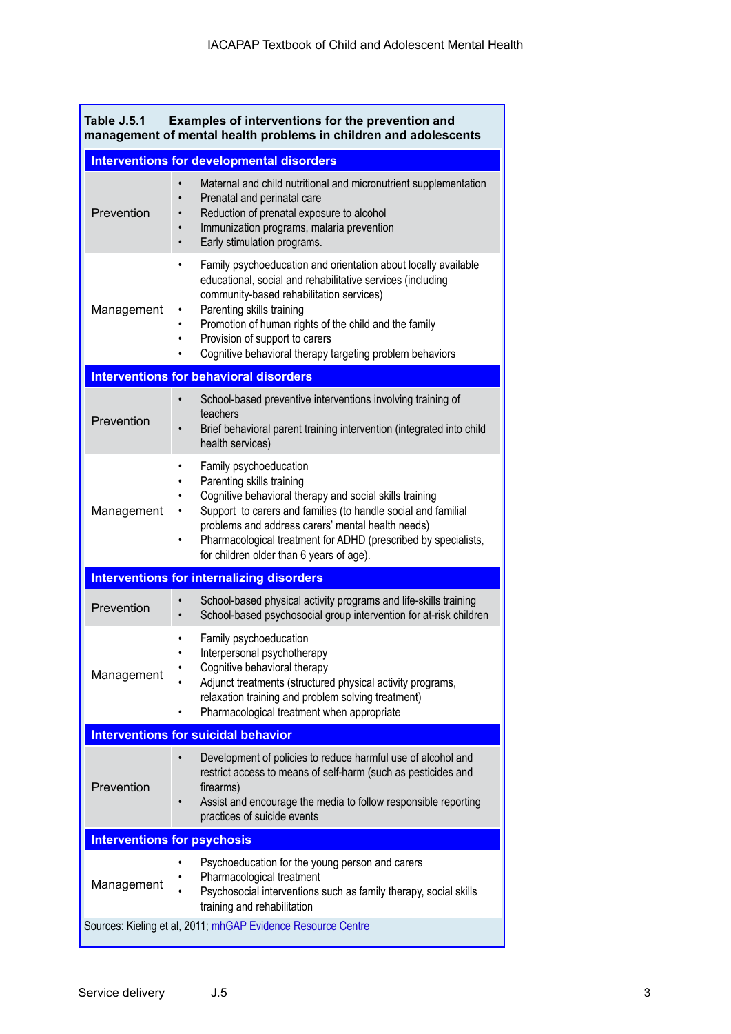**Table J.5.1 Examples of interventions for the prevention and management of mental health problems in children and adolescents**

| | |
|---|---|
| **Interventions for developmental disorders** | |
| Prevention | • Maternal and child nutritional and micronutrient supplementation<br>• Prenatal and perinatal care<br>• Reduction of prenatal exposure to alcohol<br>• Immunization programs, malaria prevention<br>• Early stimulation programs. |
| Management | • Family psychoeducation and orientation about locally available educational, social and rehabilitative services (including community-based rehabilitation services)<br>• Parenting skills training<br>• Promotion of human rights of the child and the family<br>• Provision of support to carers<br>• Cognitive behavioral therapy targeting problem behaviors |
| **Interventions for behavioral disorders** | |
| Prevention | • School-based preventive interventions involving training of teachers<br>• Brief behavioral parent training intervention (integrated into child health services) |
| Management | • Family psychoeducation<br>• Parenting skills training<br>• Cognitive behavioral therapy and social skills training<br>• Support to carers and families (to handle social and familial problems and address carers' mental health needs)<br>• Pharmacological treatment for ADHD (prescribed by specialists, for children older than 6 years of age). |
| **Interventions for internalizing disorders** | |
| Prevention | • School-based physical activity programs and life-skills training<br>• School-based psychosocial group intervention for at-risk children |
| Management | • Family psychoeducation<br>• Interpersonal psychotherapy<br>• Cognitive behavioral therapy<br>• Adjunct treatments (structured physical activity programs, relaxation training and problem solving treatment)<br>• Pharmacological treatment when appropriate |
| **Interventions for suicidal behavior** | |
| Prevention | • Development of policies to reduce harmful use of alcohol and restrict access to means of self-harm (such as pesticides and firearms)<br>• Assist and encourage the media to follow responsible reporting practices of suicide events |
| **Interventions for psychosis** | |
| Management | • Psychoeducation for the young person and carers<br>• Pharmacological treatment<br>• Psychosocial interventions such as family therapy, social skills training and rehabilitation |

Sources: Kieling et al, 2011; mhGAP Evidence Resource Centre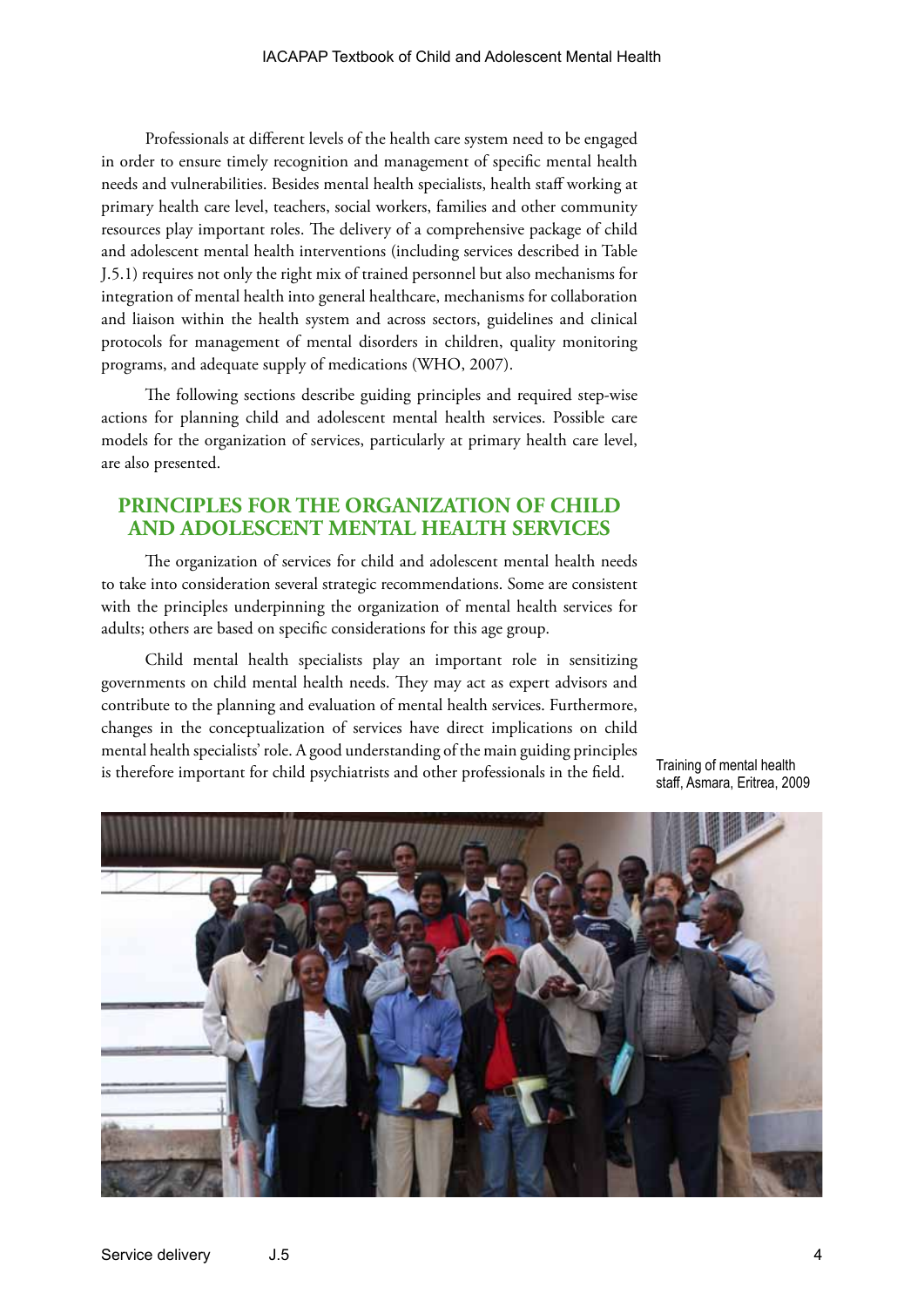Professionals at different levels of the health care system need to be engaged in order to ensure timely recognition and management of specific mental health needs and vulnerabilities. Besides mental health specialists, health staff working at primary health care level, teachers, social workers, families and other community resources play important roles. The delivery of a comprehensive package of child and adolescent mental health interventions (including services described in Table J.5.1) requires not only the right mix of trained personnel but also mechanisms for integration of mental health into general healthcare, mechanisms for collaboration and liaison within the health system and across sectors, guidelines and clinical protocols for management of mental disorders in children, quality monitoring programs, and adequate supply of medications (WHO, 2007).

The following sections describe guiding principles and required step-wise actions for planning child and adolescent mental health services. Possible care models for the organization of services, particularly at primary health care level, are also presented.

## PRINCIPLES FOR THE ORGANIZATION OF CHILD AND ADOLESCENT MENTAL HEALTH SERVICES

The organization of services for child and adolescent mental health needs to take into consideration several strategic recommendations. Some are consistent with the principles underpinning the organization of mental health services for adults; others are based on specific considerations for this age group.

Child mental health specialists play an important role in sensitizing governments on child mental health needs. They may act as expert advisors and contribute to the planning and evaluation of mental health services. Furthermore, changes in the conceptualization of services have direct implications on child mental health specialists' role. A good understanding of the main guiding principles is therefore important for child psychiatrists and other professionals in the field.

Training of mental health staff, Asmara, Eritrea, 2009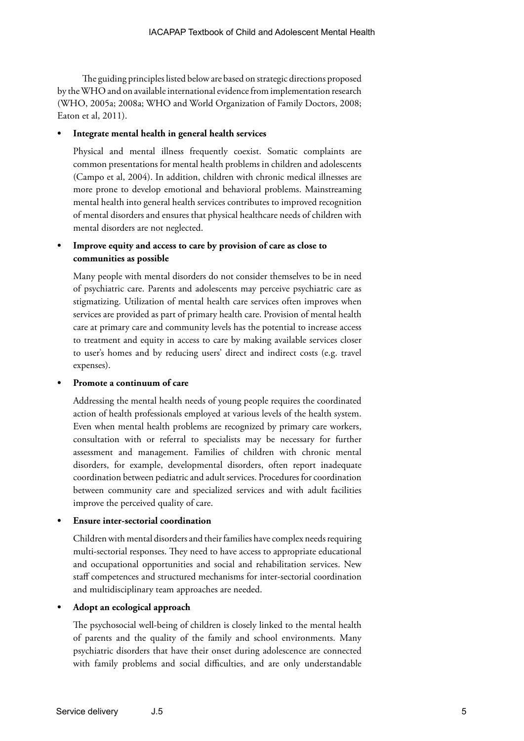The guiding principles listed below are based on strategic directions proposed by the WHO and on available international evidence from implementation research (WHO, 2005a; 2008a; WHO and World Organization of Family Doctors, 2008; Eaton et al, 2011).

- **Integrate mental health in general health services**

  Physical and mental illness frequently coexist. Somatic complaints are common presentations for mental health problems in children and adolescents (Campo et al, 2004). In addition, children with chronic medical illnesses are more prone to develop emotional and behavioral problems. Mainstreaming mental health into general health services contributes to improved recognition of mental disorders and ensures that physical healthcare needs of children with mental disorders are not neglected.

- **Improve equity and access to care by provision of care as close to communities as possible**

  Many people with mental disorders do not consider themselves to be in need of psychiatric care. Parents and adolescents may perceive psychiatric care as stigmatizing. Utilization of mental health care services often improves when services are provided as part of primary health care. Provision of mental health care at primary care and community levels has the potential to increase access to treatment and equity in access to care by making available services closer to user's homes and by reducing users' direct and indirect costs (e.g. travel expenses).

- **Promote a continuum of care**

  Addressing the mental health needs of young people requires the coordinated action of health professionals employed at various levels of the health system. Even when mental health problems are recognized by primary care workers, consultation with or referral to specialists may be necessary for further assessment and management. Families of children with chronic mental disorders, for example, developmental disorders, often report inadequate coordination between pediatric and adult services. Procedures for coordination between community care and specialized services and with adult facilities improve the perceived quality of care.

- **Ensure inter-sectorial coordination**

  Children with mental disorders and their families have complex needs requiring multi-sectorial responses. They need to have access to appropriate educational and occupational opportunities and social and rehabilitation services. New staff competences and structured mechanisms for inter-sectorial coordination and multidisciplinary team approaches are needed.

- **Adopt an ecological approach**

  The psychosocial well-being of children is closely linked to the mental health of parents and the quality of the family and school environments. Many psychiatric disorders that have their onset during adolescence are connected with family problems and social difficulties, and are only understandable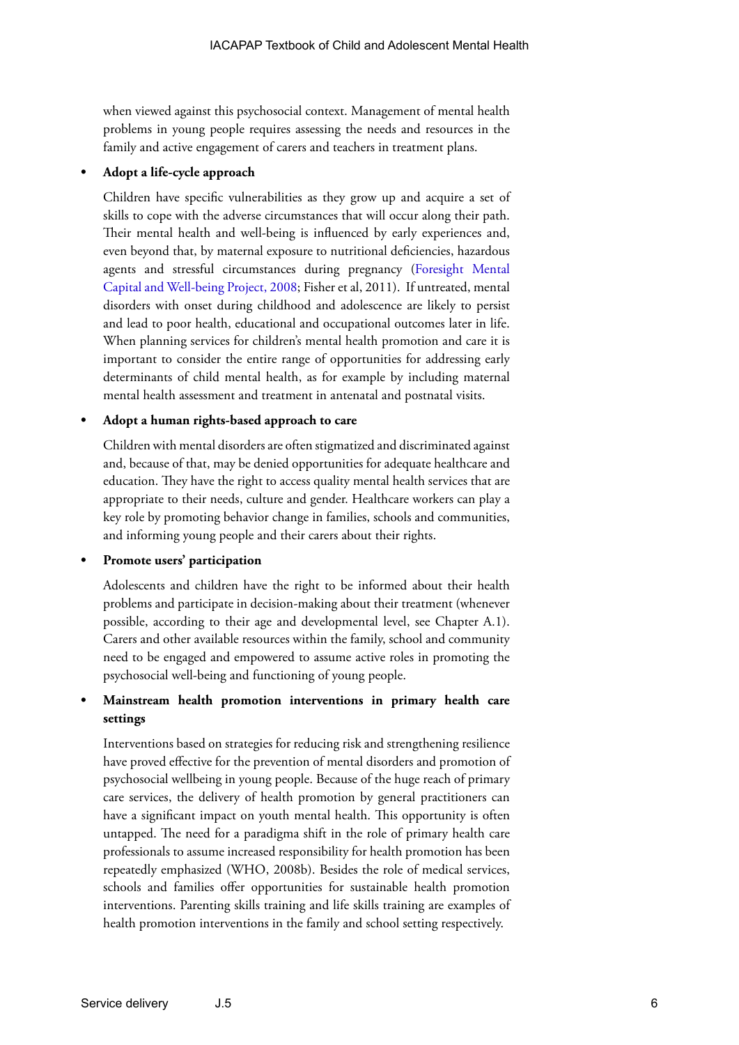when viewed against this psychosocial context. Management of mental health problems in young people requires assessing the needs and resources in the family and active engagement of carers and teachers in treatment plans.

- **Adopt a life-cycle approach**

  Children have specific vulnerabilities as they grow up and acquire a set of skills to cope with the adverse circumstances that will occur along their path. Their mental health and well-being is influenced by early experiences and, even beyond that, by maternal exposure to nutritional deficiencies, hazardous agents and stressful circumstances during pregnancy (Foresight Mental Capital and Well-being Project, 2008; Fisher et al, 2011). If untreated, mental disorders with onset during childhood and adolescence are likely to persist and lead to poor health, educational and occupational outcomes later in life. When planning services for children's mental health promotion and care it is important to consider the entire range of opportunities for addressing early determinants of child mental health, as for example by including maternal mental health assessment and treatment in antenatal and postnatal visits.

- **Adopt a human rights-based approach to care**

  Children with mental disorders are often stigmatized and discriminated against and, because of that, may be denied opportunities for adequate healthcare and education. They have the right to access quality mental health services that are appropriate to their needs, culture and gender. Healthcare workers can play a key role by promoting behavior change in families, schools and communities, and informing young people and their carers about their rights.

- **Promote users' participation**

  Adolescents and children have the right to be informed about their health problems and participate in decision-making about their treatment (whenever possible, according to their age and developmental level, see Chapter A.1). Carers and other available resources within the family, school and community need to be engaged and empowered to assume active roles in promoting the psychosocial well-being and functioning of young people.

- **Mainstream health promotion interventions in primary health care settings**

  Interventions based on strategies for reducing risk and strengthening resilience have proved effective for the prevention of mental disorders and promotion of psychosocial wellbeing in young people. Because of the huge reach of primary care services, the delivery of health promotion by general practitioners can have a significant impact on youth mental health. This opportunity is often untapped. The need for a paradigma shift in the role of primary health care professionals to assume increased responsibility for health promotion has been repeatedly emphasized (WHO, 2008b). Besides the role of medical services, schools and families offer opportunities for sustainable health promotion interventions. Parenting skills training and life skills training are examples of health promotion interventions in the family and school setting respectively.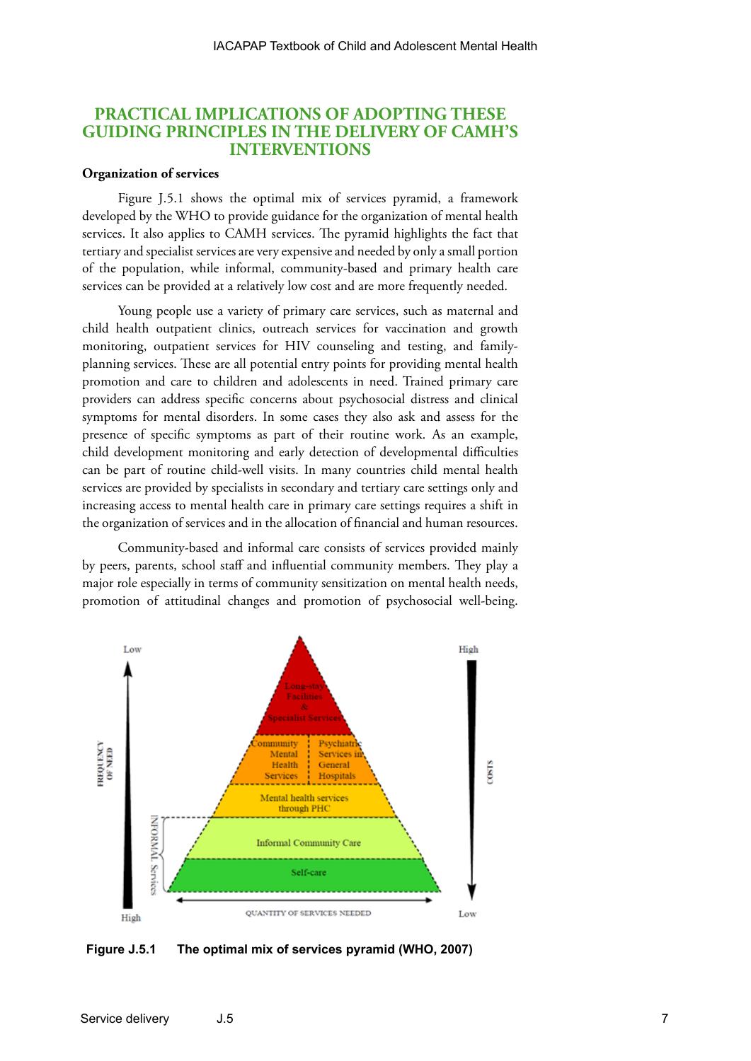## PRACTICAL IMPLICATIONS OF ADOPTING THESE GUIDING PRINCIPLES IN THE DELIVERY OF CAMH'S INTERVENTIONS

### Organization of services

Figure J.5.1 shows the optimal mix of services pyramid, a framework developed by the WHO to provide guidance for the organization of mental health services. It also applies to CAMH services. The pyramid highlights the fact that tertiary and specialist services are very expensive and needed by only a small portion of the population, while informal, community-based and primary health care services can be provided at a relatively low cost and are more frequently needed.

Young people use a variety of primary care services, such as maternal and child health outpatient clinics, outreach services for vaccination and growth monitoring, outpatient services for HIV counseling and testing, and family-planning services. These are all potential entry points for providing mental health promotion and care to children and adolescents in need. Trained primary care providers can address specific concerns about psychosocial distress and clinical symptoms for mental disorders. In some cases they also ask and assess for the presence of specific symptoms as part of their routine work. As an example, child development monitoring and early detection of developmental difficulties can be part of routine child-well visits. In many countries child mental health services are provided by specialists in secondary and tertiary care settings only and increasing access to mental health care in primary care settings requires a shift in the organization of services and in the allocation of financial and human resources.

Community-based and informal care consists of services provided mainly by peers, parents, school staff and influential community members. They play a major role especially in terms of community sensitization on mental health needs, promotion of attitudinal changes and promotion of psychosocial well-being.

**Figure J.5.1 The optimal mix of services pyramid (WHO, 2007)**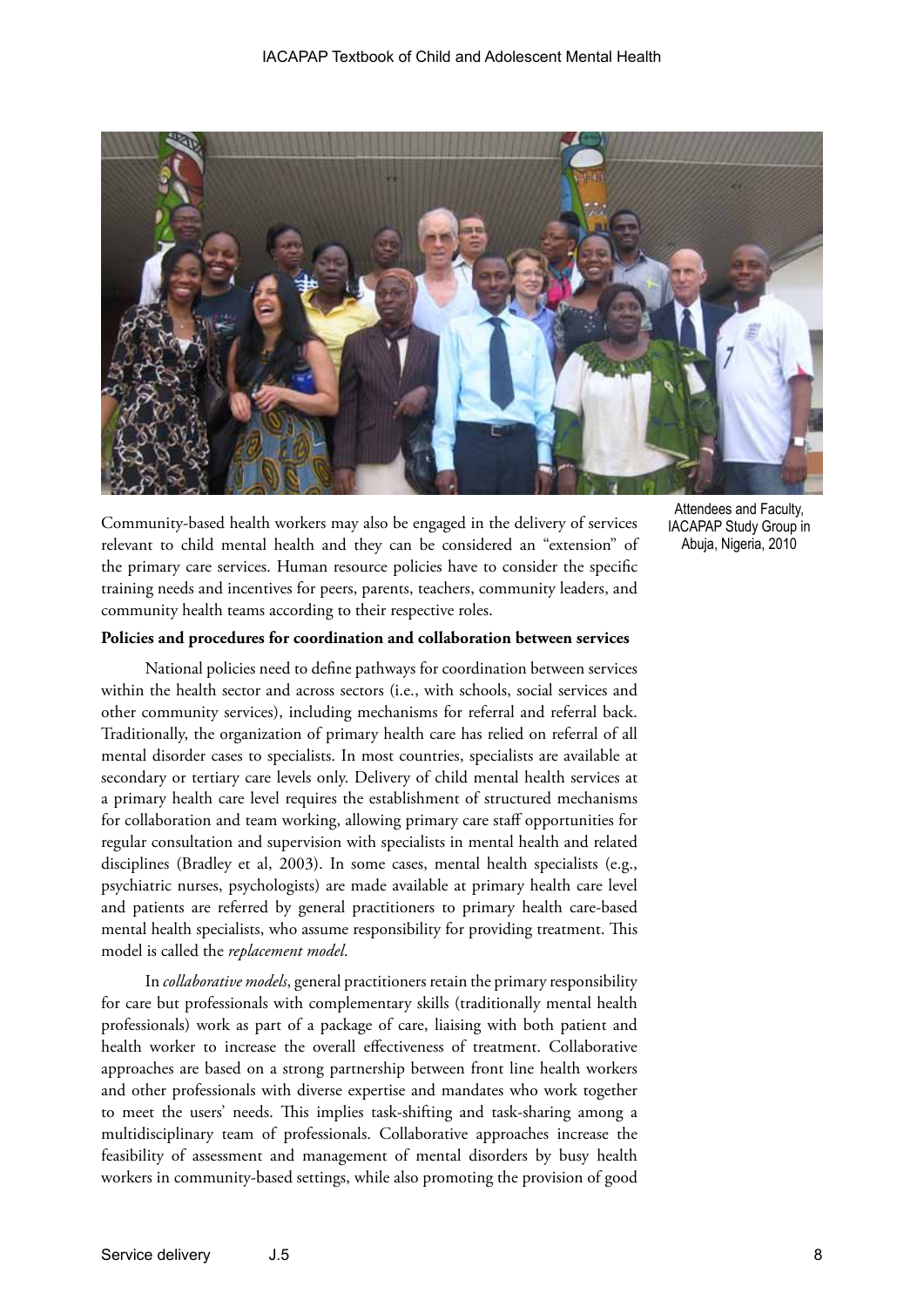Attendees and Faculty, IACAPAP Study Group in Abuja, Nigeria, 2010

Community-based health workers may also be engaged in the delivery of services relevant to child mental health and they can be considered an "extension" of the primary care services. Human resource policies have to consider the specific training needs and incentives for peers, parents, teachers, community leaders, and community health teams according to their respective roles.

**Policies and procedures for coordination and collaboration between services**

National policies need to define pathways for coordination between services within the health sector and across sectors (i.e., with schools, social services and other community services), including mechanisms for referral and referral back. Traditionally, the organization of primary health care has relied on referral of all mental disorder cases to specialists. In most countries, specialists are available at secondary or tertiary care levels only. Delivery of child mental health services at a primary health care level requires the establishment of structured mechanisms for collaboration and team working, allowing primary care staff opportunities for regular consultation and supervision with specialists in mental health and related disciplines (Bradley et al, 2003). In some cases, mental health specialists (e.g., psychiatric nurses, psychologists) are made available at primary health care level and patients are referred by general practitioners to primary health care-based mental health specialists, who assume responsibility for providing treatment. This model is called the *replacement model*.

In *collaborative models*, general practitioners retain the primary responsibility for care but professionals with complementary skills (traditionally mental health professionals) work as part of a package of care, liaising with both patient and health worker to increase the overall effectiveness of treatment. Collaborative approaches are based on a strong partnership between front line health workers and other professionals with diverse expertise and mandates who work together to meet the users' needs. This implies task-shifting and task-sharing among a multidisciplinary team of professionals. Collaborative approaches increase the feasibility of assessment and management of mental disorders by busy health workers in community-based settings, while also promoting the provision of good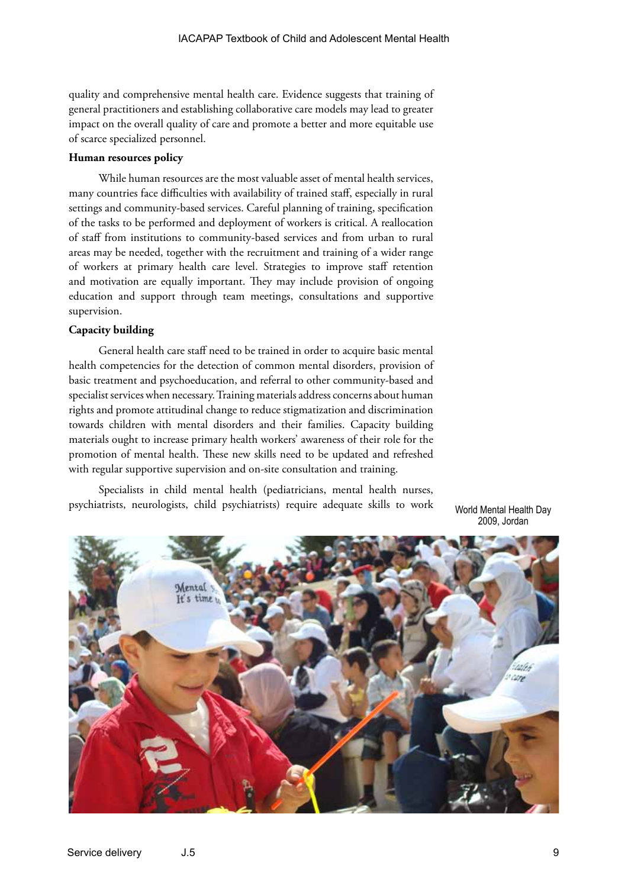quality and comprehensive mental health care. Evidence suggests that training of general practitioners and establishing collaborative care models may lead to greater impact on the overall quality of care and promote a better and more equitable use of scarce specialized personnel.

**Human resources policy**

While human resources are the most valuable asset of mental health services, many countries face difficulties with availability of trained staff, especially in rural settings and community-based services. Careful planning of training, specification of the tasks to be performed and deployment of workers is critical. A reallocation of staff from institutions to community-based services and from urban to rural areas may be needed, together with the recruitment and training of a wider range of workers at primary health care level. Strategies to improve staff retention and motivation are equally important. They may include provision of ongoing education and support through team meetings, consultations and supportive supervision.

**Capacity building**

General health care staff need to be trained in order to acquire basic mental health competencies for the detection of common mental disorders, provision of basic treatment and psychoeducation, and referral to other community-based and specialist services when necessary. Training materials address concerns about human rights and promote attitudinal change to reduce stigmatization and discrimination towards children with mental disorders and their families. Capacity building materials ought to increase primary health workers' awareness of their role for the promotion of mental health. These new skills need to be updated and refreshed with regular supportive supervision and on-site consultation and training.

Specialists in child mental health (pediatricians, mental health nurses, psychiatrists, neurologists, child psychiatrists) require adequate skills to work

World Mental Health Day 2009, Jordan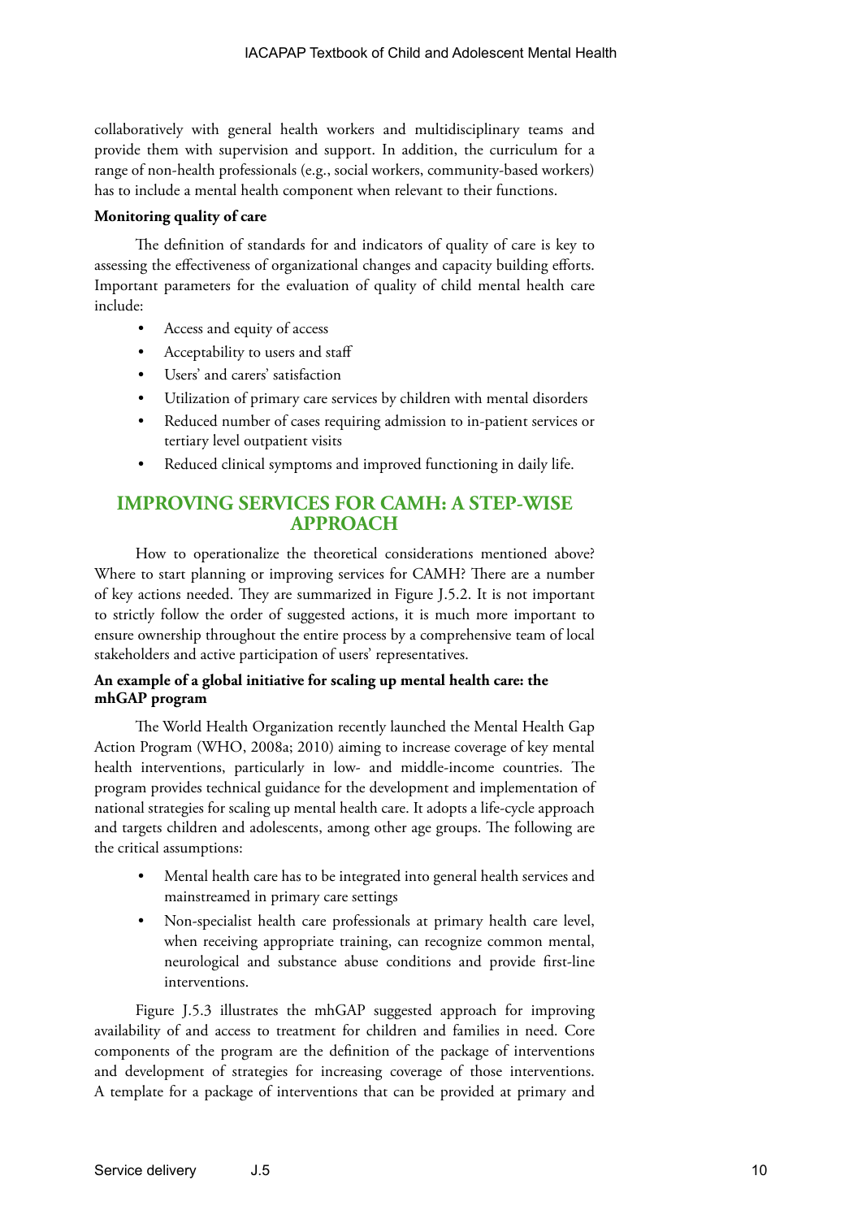collaboratively with general health workers and multidisciplinary teams and provide them with supervision and support. In addition, the curriculum for a range of non-health professionals (e.g., social workers, community-based workers) has to include a mental health component when relevant to their functions.

**Monitoring quality of care**

The definition of standards for and indicators of quality of care is key to assessing the effectiveness of organizational changes and capacity building efforts. Important parameters for the evaluation of quality of child mental health care include:

- Access and equity of access
- Acceptability to users and staff
- Users' and carers' satisfaction
- Utilization of primary care services by children with mental disorders
- Reduced number of cases requiring admission to in-patient services or tertiary level outpatient visits
- Reduced clinical symptoms and improved functioning in daily life.

## IMPROVING SERVICES FOR CAMH: A STEP-WISE APPROACH

How to operationalize the theoretical considerations mentioned above? Where to start planning or improving services for CAMH? There are a number of key actions needed. They are summarized in Figure J.5.2. It is not important to strictly follow the order of suggested actions, it is much more important to ensure ownership throughout the entire process by a comprehensive team of local stakeholders and active participation of users' representatives.

**An example of a global initiative for scaling up mental health care: the mhGAP program**

The World Health Organization recently launched the Mental Health Gap Action Program (WHO, 2008a; 2010) aiming to increase coverage of key mental health interventions, particularly in low- and middle-income countries. The program provides technical guidance for the development and implementation of national strategies for scaling up mental health care. It adopts a life-cycle approach and targets children and adolescents, among other age groups. The following are the critical assumptions:

- Mental health care has to be integrated into general health services and mainstreamed in primary care settings
- Non-specialist health care professionals at primary health care level, when receiving appropriate training, can recognize common mental, neurological and substance abuse conditions and provide first-line interventions.

Figure J.5.3 illustrates the mhGAP suggested approach for improving availability of and access to treatment for children and families in need. Core components of the program are the definition of the package of interventions and development of strategies for increasing coverage of those interventions. A template for a package of interventions that can be provided at primary and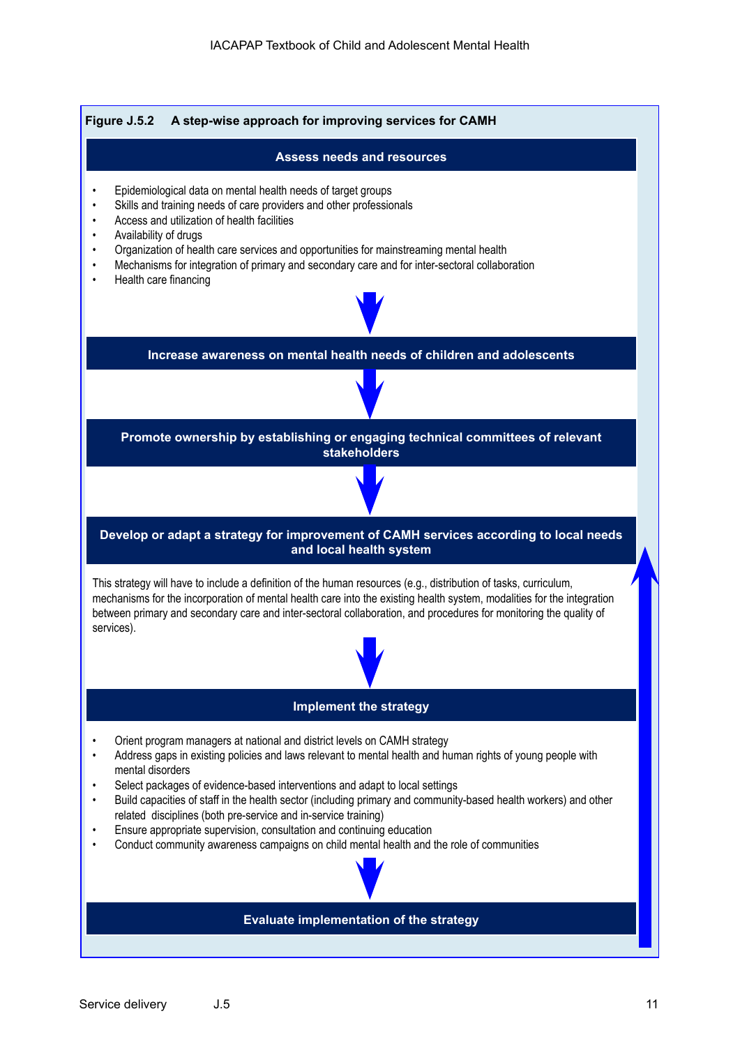**Figure J.5.2 A step-wise approach for improving services for CAMH**

**Assess needs and resources**

- Epidemiological data on mental health needs of target groups
- Skills and training needs of care providers and other professionals
- Access and utilization of health facilities
- Availability of drugs
- Organization of health care services and opportunities for mainstreaming mental health
- Mechanisms for integration of primary and secondary care and for inter-sectoral collaboration
- Health care financing

**Increase awareness on mental health needs of children and adolescents**

**Promote ownership by establishing or engaging technical committees of relevant stakeholders**

**Develop or adapt a strategy for improvement of CAMH services according to local needs and local health system**

This strategy will have to include a definition of the human resources (e.g., distribution of tasks, curriculum, mechanisms for the incorporation of mental health care into the existing health system, modalities for the integration between primary and secondary care and inter-sectoral collaboration, and procedures for monitoring the quality of services).

**Implement the strategy**

- Orient program managers at national and district levels on CAMH strategy
- Address gaps in existing policies and laws relevant to mental health and human rights of young people with mental disorders
- Select packages of evidence-based interventions and adapt to local settings
- Build capacities of staff in the health sector (including primary and community-based health workers) and other related disciplines (both pre-service and in-service training)
- Ensure appropriate supervision, consultation and continuing education
- Conduct community awareness campaigns on child mental health and the role of communities

**Evaluate implementation of the strategy**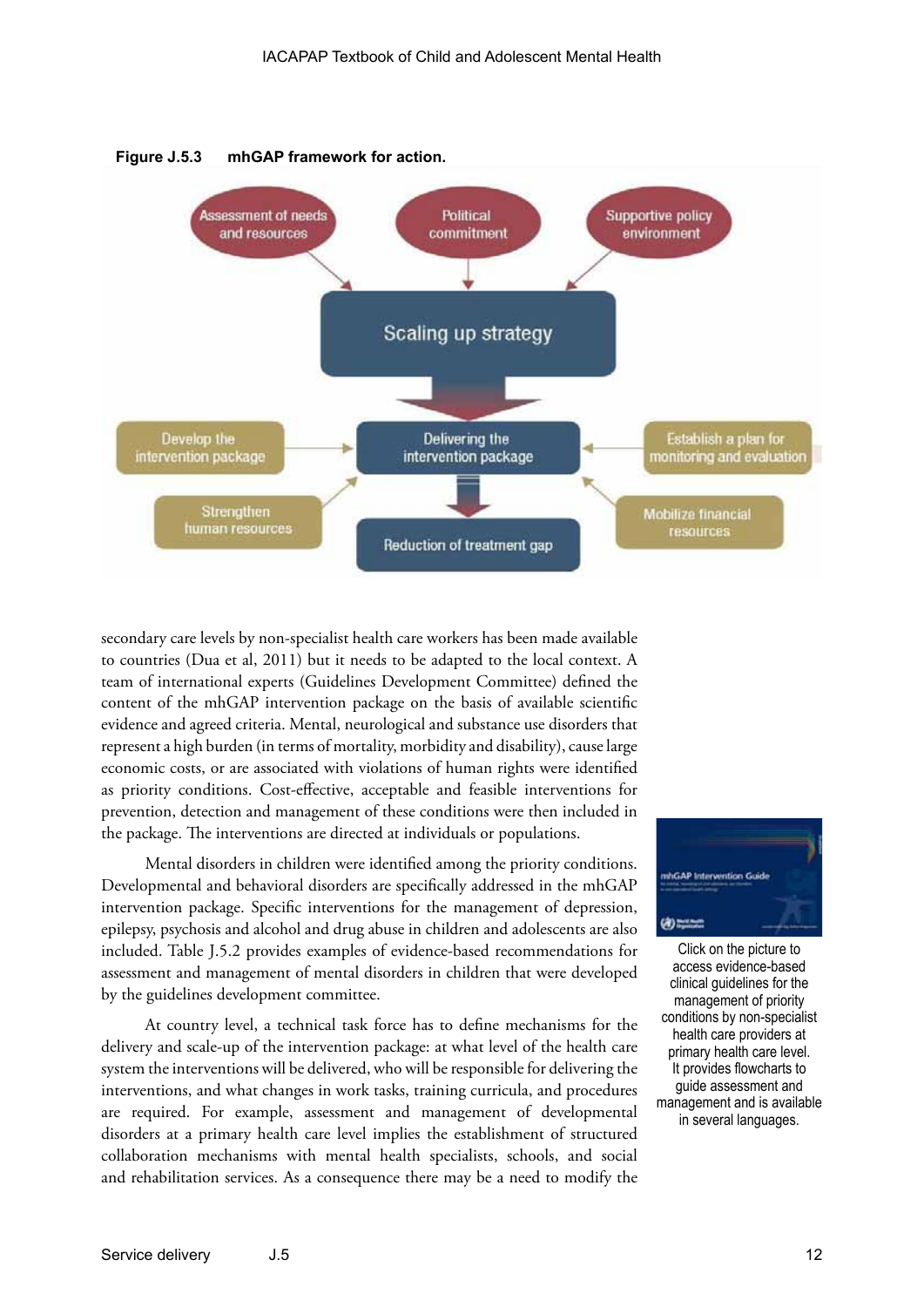**Figure J.5.3 mhGAP framework for action.**

Assessment of needs and resources

Political commitment

Supportive policy environment

Scaling up strategy

Develop the intervention package

Delivering the intervention package

Establish a plan for monitoring and evaluation

Strengthen human resources

Reduction of treatment gap

Mobilize financial resources

secondary care levels by non-specialist health care workers has been made available to countries (Dua et al, 2011) but it needs to be adapted to the local context. A team of international experts (Guidelines Development Committee) defined the content of the mhGAP intervention package on the basis of available scientific evidence and agreed criteria. Mental, neurological and substance use disorders that represent a high burden (in terms of mortality, morbidity and disability), cause large economic costs, or are associated with violations of human rights were identified as priority conditions. Cost-effective, acceptable and feasible interventions for prevention, detection and management of these conditions were then included in the package. The interventions are directed at individuals or populations.

Mental disorders in children were identified among the priority conditions. Developmental and behavioral disorders are specifically addressed in the mhGAP intervention package. Specific interventions for the management of depression, epilepsy, psychosis and alcohol and drug abuse in children and adolescents are also included. Table J.5.2 provides examples of evidence-based recommendations for assessment and management of mental disorders in children that were developed by the guidelines development committee.

At country level, a technical task force has to define mechanisms for the delivery and scale-up of the intervention package: at what level of the health care system the interventions will be delivered, who will be responsible for delivering the interventions, and what changes in work tasks, training curricula, and procedures are required. For example, assessment and management of developmental disorders at a primary health care level implies the establishment of structured collaboration mechanisms with mental health specialists, schools, and social and rehabilitation services. As a consequence there may be a need to modify the

Click on the picture to access evidence-based clinical guidelines for the management of priority conditions by non-specialist health care providers at primary health care level. It provides flowcharts to guide assessment and management and is available in several languages.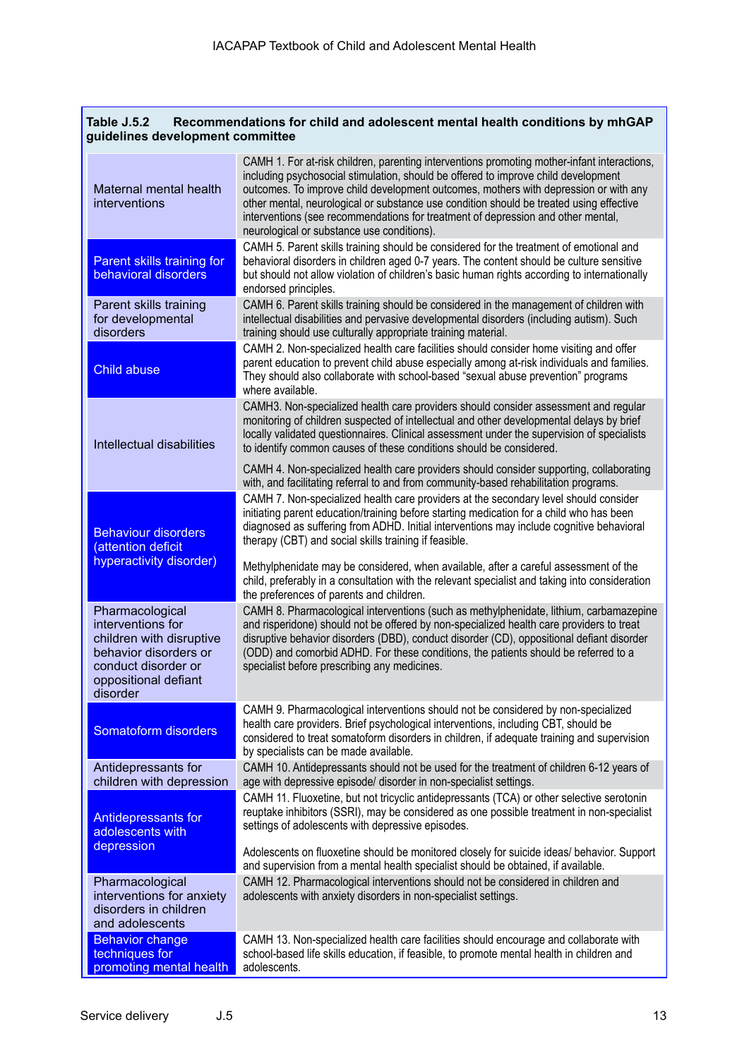**Table J.5.2 Recommendations for child and adolescent mental health conditions by mhGAP guidelines development committee**

| | |
|---|---|
| Maternal mental health interventions | CAMH 1. For at-risk children, parenting interventions promoting mother-infant interactions, including psychosocial stimulation, should be offered to improve child development outcomes. To improve child development outcomes, mothers with depression or with any other mental, neurological or substance use condition should be treated using effective interventions (see recommendations for treatment of depression and other mental, neurological or substance use conditions). |
| Parent skills training for behavioral disorders | CAMH 5. Parent skills training should be considered for the treatment of emotional and behavioral disorders in children aged 0-7 years. The content should be culture sensitive but should not allow violation of children's basic human rights according to internationally endorsed principles. |
| Parent skills training for developmental disorders | CAMH 6. Parent skills training should be considered in the management of children with intellectual disabilities and pervasive developmental disorders (including autism). Such training should use culturally appropriate training material. |
| Child abuse | CAMH 2. Non-specialized health care facilities should consider home visiting and offer parent education to prevent child abuse especially among at-risk individuals and families. They should also collaborate with school-based "sexual abuse prevention" programs where available. |
| Intellectual disabilities | CAMH3. Non-specialized health care providers should consider assessment and regular monitoring of children suspected of intellectual and other developmental delays by brief locally validated questionnaires. Clinical assessment under the supervision of specialists to identify common causes of these conditions should be considered.<br><br>CAMH 4. Non-specialized health care providers should consider supporting, collaborating with, and facilitating referral to and from community-based rehabilitation programs. |
| Behaviour disorders (attention deficit hyperactivity disorder) | CAMH 7. Non-specialized health care providers at the secondary level should consider initiating parent education/training before starting medication for a child who has been diagnosed as suffering from ADHD. Initial interventions may include cognitive behavioral therapy (CBT) and social skills training if feasible.<br><br>Methylphenidate may be considered, when available, after a careful assessment of the child, preferably in a consultation with the relevant specialist and taking into consideration the preferences of parents and children. |
| Pharmacological interventions for children with disruptive behavior disorders or conduct disorder or oppositional defiant disorder | CAMH 8. Pharmacological interventions (such as methylphenidate, lithium, carbamazepine and risperidone) should not be offered by non-specialized health care providers to treat disruptive behavior disorders (DBD), conduct disorder (CD), oppositional defiant disorder (ODD) and comorbid ADHD. For these conditions, the patients should be referred to a specialist before prescribing any medicines. |
| Somatoform disorders | CAMH 9. Pharmacological interventions should not be considered by non-specialized health care providers. Brief psychological interventions, including CBT, should be considered to treat somatoform disorders in children, if adequate training and supervision by specialists can be made available. |
| Antidepressants for children with depression | CAMH 10. Antidepressants should not be used for the treatment of children 6-12 years of age with depressive episode/ disorder in non-specialist settings. |
| Antidepressants for adolescents with depression | CAMH 11. Fluoxetine, but not tricyclic antidepressants (TCA) or other selective serotonin reuptake inhibitors (SSRI), may be considered as one possible treatment in non-specialist settings of adolescents with depressive episodes.<br><br>Adolescents on fluoxetine should be monitored closely for suicide ideas/ behavior. Support and supervision from a mental health specialist should be obtained, if available. |
| Pharmacological interventions for anxiety disorders in children and adolescents | CAMH 12. Pharmacological interventions should not be considered in children and adolescents with anxiety disorders in non-specialist settings. |
| Behavior change techniques for promoting mental health | CAMH 13. Non-specialized health care facilities should encourage and collaborate with school-based life skills education, if feasible, to promote mental health in children and adolescents. |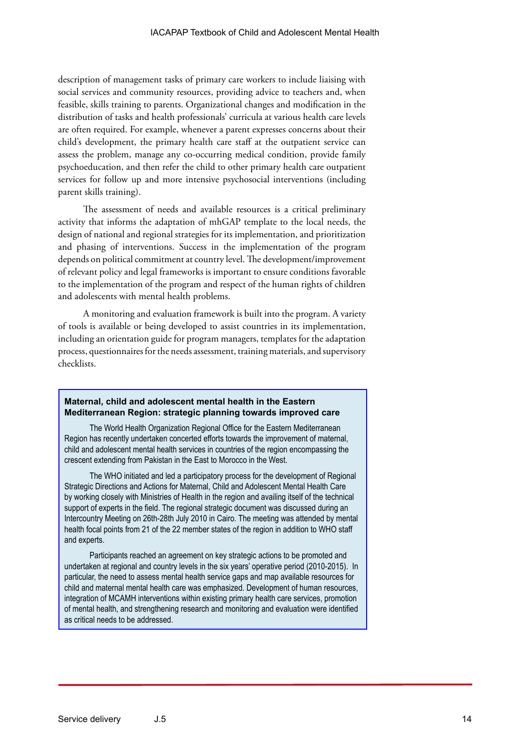description of management tasks of primary care workers to include liaising with social services and community resources, providing advice to teachers and, when feasible, skills training to parents. Organizational changes and modification in the distribution of tasks and health professionals' curricula at various health care levels are often required. For example, whenever a parent expresses concerns about their child's development, the primary health care staff at the outpatient service can assess the problem, manage any co-occurring medical condition, provide family psychoeducation, and then refer the child to other primary health care outpatient services for follow up and more intensive psychosocial interventions (including parent skills training).

The assessment of needs and available resources is a critical preliminary activity that informs the adaptation of mhGAP template to the local needs, the design of national and regional strategies for its implementation, and prioritization and phasing of interventions. Success in the implementation of the program depends on political commitment at country level. The development/improvement of relevant policy and legal frameworks is important to ensure conditions favorable to the implementation of the program and respect of the human rights of children and adolescents with mental health problems.

A monitoring and evaluation framework is built into the program. A variety of tools is available or being developed to assist countries in its implementation, including an orientation guide for program managers, templates for the adaptation process, questionnaires for the needs assessment, training materials, and supervisory checklists.

**Maternal, child and adolescent mental health in the Eastern Mediterranean Region: strategic planning towards improved care**

The World Health Organization Regional Office for the Eastern Mediterranean Region has recently undertaken concerted efforts towards the improvement of maternal, child and adolescent mental health services in countries of the region encompassing the crescent extending from Pakistan in the East to Morocco in the West.

The WHO initiated and led a participatory process for the development of Regional Strategic Directions and Actions for Maternal, Child and Adolescent Mental Health Care by working closely with Ministries of Health in the region and availing itself of the technical support of experts in the field. The regional strategic document was discussed during an Intercountry Meeting on 26th-28th July 2010 in Cairo. The meeting was attended by mental health focal points from 21 of the 22 member states of the region in addition to WHO staff and experts.

Participants reached an agreement on key strategic actions to be promoted and undertaken at regional and country levels in the six years' operative period (2010-2015). In particular, the need to assess mental health service gaps and map available resources for child and maternal mental health care was emphasized. Development of human resources, integration of MCAMH interventions within existing primary health care services, promotion of mental health, and strengthening research and monitoring and evaluation were identified as critical needs to be addressed.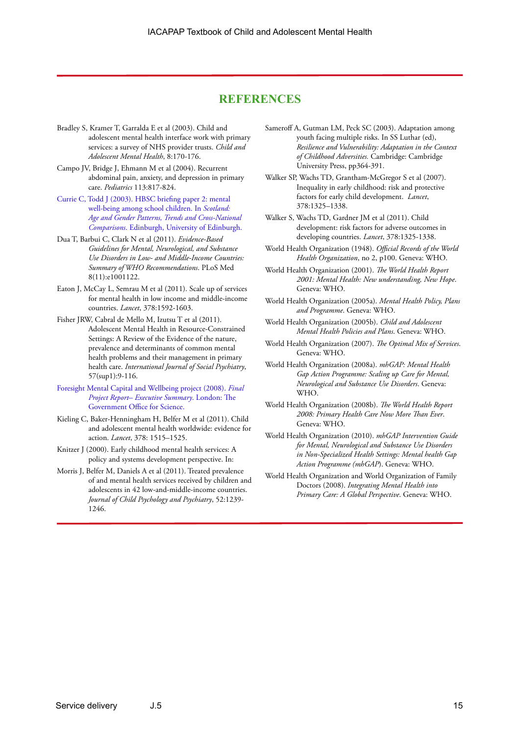# REFERENCES

Bradley S, Kramer T, Garralda E et al (2003). Child and adolescent mental health interface work with primary services: a survey of NHS provider trusts. *Child and Adolescent Mental Health*, 8:170-176.

Campo JV, Bridge J, Ehmann M et al (2004). Recurrent abdominal pain, anxiety, and depression in primary care. *Pediatrics* 113:817-824.

Currie C, Todd J (2003). HBSC briefing paper 2: mental well-being among school children. In *Scotland: Age and Gender Patterns, Trends and Cross-National Comparisons*. Edinburgh, University of Edinburgh.

Dua T, Barbui C, Clark N et al (2011). *Evidence-Based Guidelines for Mental, Neurological, and Substance Use Disorders in Low- and Middle-Income Countries: Summary of WHO Recommendations*. PLoS Med 8(11):e1001122.

Eaton J, McCay L, Semrau M et al (2011). Scale up of services for mental health in low income and middle-income countries. *Lancet*, 378:1592-1603.

Fisher JRW, Cabral de Mello M, Izutsu T et al (2011). Adolescent Mental Health in Resource-Constrained Settings: A Review of the Evidence of the nature, prevalence and determinants of common mental health problems and their management in primary health care. *International Journal of Social Psychiatry*, 57(sup1):9-116.

Foresight Mental Capital and Wellbeing project (2008). *Final Project Report– Executive Summary*. London: The Government Office for Science.

Kieling C, Baker-Henningham H, Belfer M et al (2011). Child and adolescent mental health worldwide: evidence for action. *Lancet*, 378: 1515–1525.

Knitzer J (2000). Early childhood mental health services: A policy and systems development perspective. In:

Morris J, Belfer M, Daniels A et al (2011). Treated prevalence of and mental health services received by children and adolescents in 42 low-and-middle-income countries. *Journal of Child Psychology and Psychiatry*, 52:1239-1246.

Sameroff A, Gutman LM, Peck SC (2003). Adaptation among youth facing multiple risks. In SS Luthar (ed), *Resilience and Vulnerability: Adaptation in the Context of Childhood Adversities.* Cambridge: Cambridge University Press, pp364-391.

Walker SP, Wachs TD, Grantham-McGregor S et al (2007). Inequality in early childhood: risk and protective factors for early child development. *Lancet*, 378:1325–1338.

Walker S, Wachs TD, Gardner JM et al (2011). Child development: risk factors for adverse outcomes in developing countries. *Lancet*, 378:1325-1338.

World Health Organization (1948). *Official Records of the World Health Organization*, no 2, p100. Geneva: WHO.

World Health Organization (2001). *The World Health Report 2001: Mental Health: New understanding, New Hope*. Geneva: WHO.

World Health Organization (2005a). *Mental Health Policy, Plans and Programme*. Geneva: WHO.

World Health Organization (2005b). *Child and Adolescent Mental Health Policies and Plans*. Geneva: WHO.

World Health Organization (2007). *The Optimal Mix of Services*. Geneva: WHO.

World Health Organization (2008a). *mhGAP: Mental Health Gap Action Programme: Scaling up Care for Mental, Neurological and Substance Use Disorders*. Geneva: WHO.

World Health Organization (2008b). *The World Health Report 2008: Primary Health Care Now More Than Ever*. Geneva: WHO.

World Health Organization (2010). *mhGAP Intervention Guide for Mental, Neurological and Substance Use Disorders in Non-Specialized Health Settings: Mental health Gap Action Programme (mhGAP*). Geneva: WHO.

World Health Organization and World Organization of Family Doctors (2008). *Integrating Mental Health into Primary Care: A Global Perspective*. Geneva: WHO.